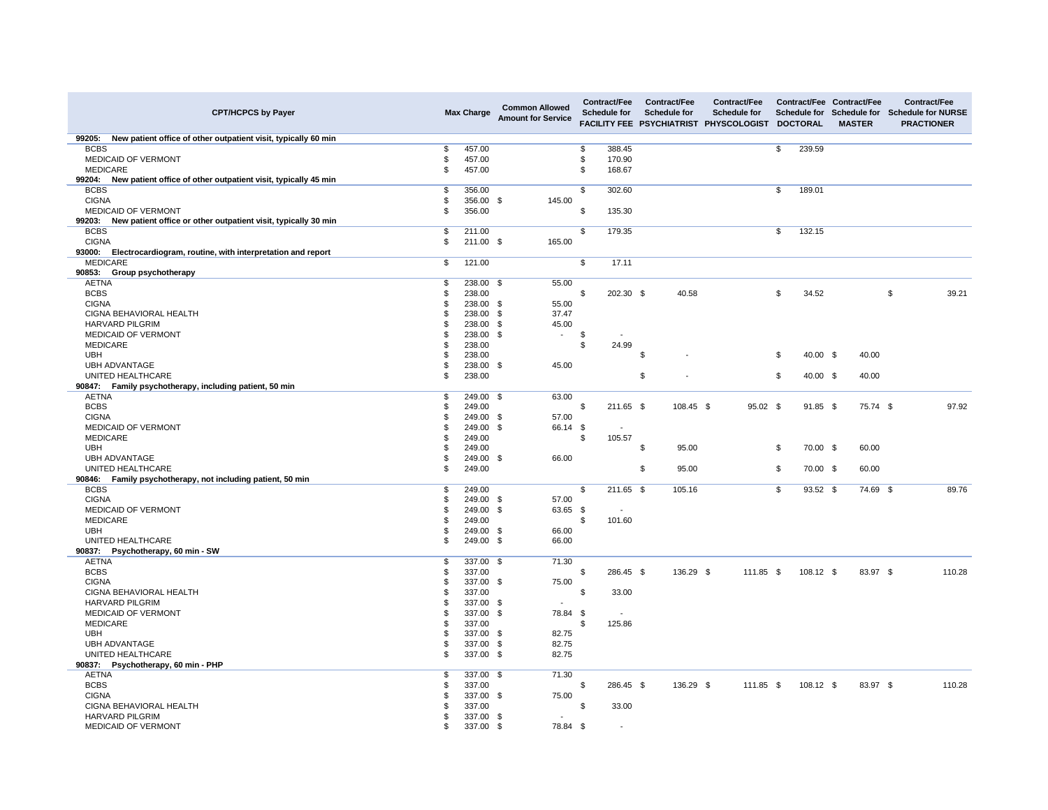| CPT/HCPCS by Payer | Max Charge | Common Allowed Amount for Service | Contract/Fee Schedule for FACILITY FEE | Contract/Fee Schedule for PSYCHIATRIST | Contract/Fee Schedule for PHYSCOLOGIST | Contract/Fee Schedule for DOCTORAL | Contract/Fee Schedule for MASTER | Contract/Fee Schedule for NURSE PRACTIONER |
|---|---|---|---|---|---|---|---|---|
| **99205: New patient office of other outpatient visit, typically 60 min** | | | | | | | | |
| BCBS | $ 457.00 | | $ 388.45 | | | $ 239.59 | | |
| MEDICAID OF VERMONT | $ 457.00 | | $ 170.90 | | | | | |
| MEDICARE | $ 457.00 | | $ 168.67 | | | | | |
| **99204: New patient office of other outpatient visit, typically 45 min** | | | | | | | | |
| BCBS | $ 356.00 | | $ 302.60 | | | $ 189.01 | | |
| CIGNA | $ 356.00 | $ 145.00 | | | | | | |
| MEDICAID OF VERMONT | $ 356.00 | | $ 135.30 | | | | | |
| **99203: New patient office or other outpatient visit, typically 30 min** | | | | | | | | |
| BCBS | $ 211.00 | | $ 179.35 | | | $ 132.15 | | |
| CIGNA | $ 211.00 | $ 165.00 | | | | | | |
| **93000: Electrocardiogram, routine, with interpretation and report** | | | | | | | | |
| MEDICARE | $ 121.00 | | $ 17.11 | | | | | |
| **90853: Group psychotherapy** | | | | | | | | |
| AETNA | $ 238.00 | $ 55.00 | | | | | | |
| BCBS | $ 238.00 | | $ 202.30 | $ 40.58 | | $ 34.52 | | $ 39.21 |
| CIGNA | $ 238.00 | $ 55.00 | | | | | | |
| CIGNA BEHAVIORAL HEALTH | $ 238.00 | $ 37.47 | | | | | | |
| HARVARD PILGRIM | $ 238.00 | $ 45.00 | | | | | | |
| MEDICAID OF VERMONT | $ 238.00 | $ - | $ - | | | | | |
| MEDICARE | $ 238.00 | | $ 24.99 | | | | | |
| UBH | $ 238.00 | | | $ - | | $ 40.00 | $ 40.00 | |
| UBH ADVANTAGE | $ 238.00 | $ 45.00 | | | | | | |
| UNITED HEALTHCARE | $ 238.00 | | | $ - | | $ 40.00 | $ 40.00 | |
| **90847: Family psychotherapy, including patient, 50 min** | | | | | | | | |
| AETNA | $ 249.00 | $ 63.00 | | | | | | |
| BCBS | $ 249.00 | | $ 211.65 | $ 108.45 | $ 95.02 | $ 91.85 | $ 75.74 | $ 97.92 |
| CIGNA | $ 249.00 | $ 57.00 | | | | | | |
| MEDICAID OF VERMONT | $ 249.00 | $ 66.14 | $ - | | | | | |
| MEDICARE | $ 249.00 | | $ 105.57 | | | | | |
| UBH | $ 249.00 | | | $ 95.00 | | $ 70.00 | $ 60.00 | |
| UBH ADVANTAGE | $ 249.00 | $ 66.00 | | | | | | |
| UNITED HEALTHCARE | $ 249.00 | | | $ 95.00 | | $ 70.00 | $ 60.00 | |
| **90846: Family psychotherapy, not including patient, 50 min** | | | | | | | | |
| BCBS | $ 249.00 | | $ 211.65 | $ 105.16 | | $ 93.52 | $ 74.69 | $ 89.76 |
| CIGNA | $ 249.00 | $ 57.00 | | | | | | |
| MEDICAID OF VERMONT | $ 249.00 | $ 63.65 | $ - | | | | | |
| MEDICARE | $ 249.00 | | $ 101.60 | | | | | |
| UBH | $ 249.00 | $ 66.00 | | | | | | |
| UNITED HEALTHCARE | $ 249.00 | $ 66.00 | | | | | | |
| **90837: Psychotherapy, 60 min - SW** | | | | | | | | |
| AETNA | $ 337.00 | $ 71.30 | | | | | | |
| BCBS | $ 337.00 | | $ 286.45 | $ 136.29 | $ 111.85 | $ 108.12 | $ 83.97 | $ 110.28 |
| CIGNA | $ 337.00 | $ 75.00 | | | | | | |
| CIGNA BEHAVIORAL HEALTH | $ 337.00 | | $ 33.00 | | | | | |
| HARVARD PILGRIM | $ 337.00 | $ - | | | | | | |
| MEDICAID OF VERMONT | $ 337.00 | $ 78.84 | $ - | | | | | |
| MEDICARE | $ 337.00 | | $ 125.86 | | | | | |
| UBH | $ 337.00 | $ 82.75 | | | | | | |
| UBH ADVANTAGE | $ 337.00 | $ 82.75 | | | | | | |
| UNITED HEALTHCARE | $ 337.00 | $ 82.75 | | | | | | |
| **90837: Psychotherapy, 60 min - PHP** | | | | | | | | |
| AETNA | $ 337.00 | $ 71.30 | | | | | | |
| BCBS | $ 337.00 | | $ 286.45 | $ 136.29 | $ 111.85 | $ 108.12 | $ 83.97 | $ 110.28 |
| CIGNA | $ 337.00 | $ 75.00 | | | | | | |
| CIGNA BEHAVIORAL HEALTH | $ 337.00 | | $ 33.00 | | | | | |
| HARVARD PILGRIM | $ 337.00 | $ - | | | | | | |
| MEDICAID OF VERMONT | $ 337.00 | $ 78.84 | $ - | | | | | |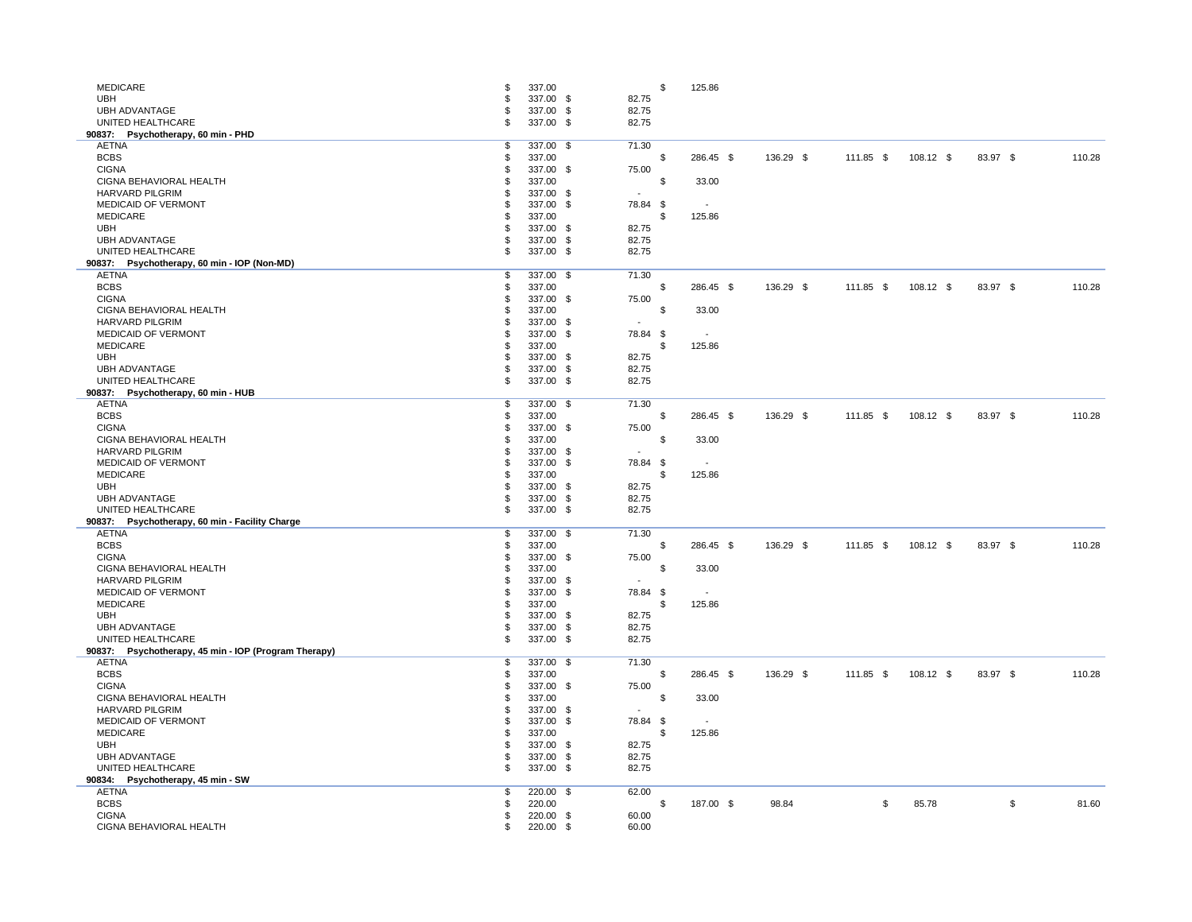| Payer | Charge | | | | | | | |
|---|---|---|---|---|---|---|---|---|
| MEDICARE | $ 337.00 | | $ 125.86 | | | | | |
| UBH | $ 337.00 | $ 82.75 | | | | | | |
| UBH ADVANTAGE | $ 337.00 | $ 82.75 | | | | | | |
| UNITED HEALTHCARE | $ 337.00 | $ 82.75 | | | | | | |
| **90837: Psychotherapy, 60 min - PHD** | | | | | | | | |
| AETNA | $ 337.00 | $ 71.30 | | | | | | |
| BCBS | $ 337.00 | | $ 286.45 | $ 136.29 | $ 111.85 | $ 108.12 | $ 83.97 | $ 110.28 |
| CIGNA | $ 337.00 | $ 75.00 | | | | | | |
| CIGNA BEHAVIORAL HEALTH | $ 337.00 | | $ 33.00 | | | | | |
| HARVARD PILGRIM | $ 337.00 | $ - | | | | | | |
| MEDICAID OF VERMONT | $ 337.00 | $ 78.84 | $ - | | | | | |
| MEDICARE | $ 337.00 | | $ 125.86 | | | | | |
| UBH | $ 337.00 | $ 82.75 | | | | | | |
| UBH ADVANTAGE | $ 337.00 | $ 82.75 | | | | | | |
| UNITED HEALTHCARE | $ 337.00 | $ 82.75 | | | | | | |
| **90837: Psychotherapy, 60 min - IOP (Non-MD)** | | | | | | | | |
| AETNA | $ 337.00 | $ 71.30 | | | | | | |
| BCBS | $ 337.00 | | $ 286.45 | $ 136.29 | $ 111.85 | $ 108.12 | $ 83.97 | $ 110.28 |
| CIGNA | $ 337.00 | $ 75.00 | | | | | | |
| CIGNA BEHAVIORAL HEALTH | $ 337.00 | | $ 33.00 | | | | | |
| HARVARD PILGRIM | $ 337.00 | $ - | | | | | | |
| MEDICAID OF VERMONT | $ 337.00 | $ 78.84 | $ - | | | | | |
| MEDICARE | $ 337.00 | | $ 125.86 | | | | | |
| UBH | $ 337.00 | $ 82.75 | | | | | | |
| UBH ADVANTAGE | $ 337.00 | $ 82.75 | | | | | | |
| UNITED HEALTHCARE | $ 337.00 | $ 82.75 | | | | | | |
| **90837: Psychotherapy, 60 min - HUB** | | | | | | | | |
| AETNA | $ 337.00 | $ 71.30 | | | | | | |
| BCBS | $ 337.00 | | $ 286.45 | $ 136.29 | $ 111.85 | $ 108.12 | $ 83.97 | $ 110.28 |
| CIGNA | $ 337.00 | $ 75.00 | | | | | | |
| CIGNA BEHAVIORAL HEALTH | $ 337.00 | | $ 33.00 | | | | | |
| HARVARD PILGRIM | $ 337.00 | $ - | | | | | | |
| MEDICAID OF VERMONT | $ 337.00 | $ 78.84 | $ - | | | | | |
| MEDICARE | $ 337.00 | | $ 125.86 | | | | | |
| UBH | $ 337.00 | $ 82.75 | | | | | | |
| UBH ADVANTAGE | $ 337.00 | $ 82.75 | | | | | | |
| UNITED HEALTHCARE | $ 337.00 | $ 82.75 | | | | | | |
| **90837: Psychotherapy, 60 min - Facility Charge** | | | | | | | | |
| AETNA | $ 337.00 | $ 71.30 | | | | | | |
| BCBS | $ 337.00 | | $ 286.45 | $ 136.29 | $ 111.85 | $ 108.12 | $ 83.97 | $ 110.28 |
| CIGNA | $ 337.00 | $ 75.00 | | | | | | |
| CIGNA BEHAVIORAL HEALTH | $ 337.00 | | $ 33.00 | | | | | |
| HARVARD PILGRIM | $ 337.00 | $ - | | | | | | |
| MEDICAID OF VERMONT | $ 337.00 | $ 78.84 | $ - | | | | | |
| MEDICARE | $ 337.00 | | $ 125.86 | | | | | |
| UBH | $ 337.00 | $ 82.75 | | | | | | |
| UBH ADVANTAGE | $ 337.00 | $ 82.75 | | | | | | |
| UNITED HEALTHCARE | $ 337.00 | $ 82.75 | | | | | | |
| **90837: Psychotherapy, 45 min - IOP (Program Therapy)** | | | | | | | | |
| AETNA | $ 337.00 | $ 71.30 | | | | | | |
| BCBS | $ 337.00 | | $ 286.45 | $ 136.29 | $ 111.85 | $ 108.12 | $ 83.97 | $ 110.28 |
| CIGNA | $ 337.00 | $ 75.00 | | | | | | |
| CIGNA BEHAVIORAL HEALTH | $ 337.00 | | $ 33.00 | | | | | |
| HARVARD PILGRIM | $ 337.00 | $ - | | | | | | |
| MEDICAID OF VERMONT | $ 337.00 | $ 78.84 | $ - | | | | | |
| MEDICARE | $ 337.00 | | $ 125.86 | | | | | |
| UBH | $ 337.00 | $ 82.75 | | | | | | |
| UBH ADVANTAGE | $ 337.00 | $ 82.75 | | | | | | |
| UNITED HEALTHCARE | $ 337.00 | $ 82.75 | | | | | | |
| **90834: Psychotherapy, 45 min - SW** | | | | | | | | |
| AETNA | $ 220.00 | $ 62.00 | | | | | | |
| BCBS | $ 220.00 | | $ 187.00 | $ 98.84 | | $ 85.78 | | $ 81.60 |
| CIGNA | $ 220.00 | $ 60.00 | | | | | | |
| CIGNA BEHAVIORAL HEALTH | $ 220.00 | $ 60.00 | | | | | | |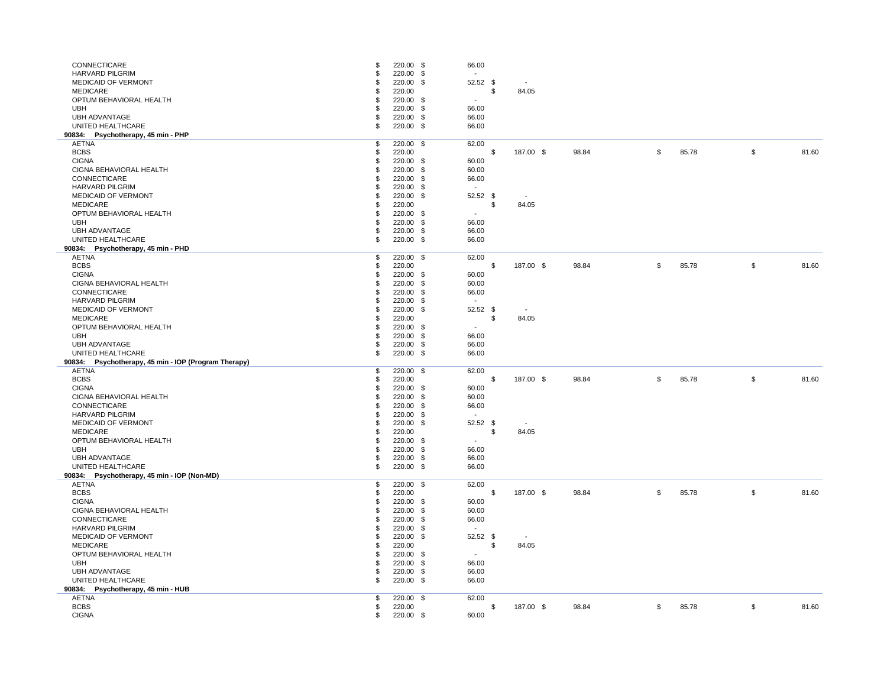| Payer | Gross Charge | Rate 1 | Rate 2 | Rate 3 | Rate 4 | Rate 5 | Rate 6 |
|---|---|---|---|---|---|---|---|
| CONNECTICARE | $ 220.00 | $ 66.00 | | | | | |
| HARVARD PILGRIM | $ 220.00 | $ - | | | | | |
| MEDICAID OF VERMONT | $ 220.00 | $ 52.52 | $ - | | | | |
| MEDICARE | $ 220.00 | | $ 84.05 | | | | |
| OPTUM BEHAVIORAL HEALTH | $ 220.00 | $ - | | | | | |
| UBH | $ 220.00 | $ 66.00 | | | | | |
| UBH ADVANTAGE | $ 220.00 | $ 66.00 | | | | | |
| UNITED HEALTHCARE | $ 220.00 | $ 66.00 | | | | | |
| **90834: Psychotherapy, 45 min - PHP** | | | | | | | |
| AETNA | $ 220.00 | $ 62.00 | | | | | |
| BCBS | $ 220.00 | | $ 187.00 | $ 98.84 | $ 85.78 | $ 81.60 | |
| CIGNA | $ 220.00 | $ 60.00 | | | | | |
| CIGNA BEHAVIORAL HEALTH | $ 220.00 | $ 60.00 | | | | | |
| CONNECTICARE | $ 220.00 | $ 66.00 | | | | | |
| HARVARD PILGRIM | $ 220.00 | $ - | | | | | |
| MEDICAID OF VERMONT | $ 220.00 | $ 52.52 | $ - | | | | |
| MEDICARE | $ 220.00 | | $ 84.05 | | | | |
| OPTUM BEHAVIORAL HEALTH | $ 220.00 | $ - | | | | | |
| UBH | $ 220.00 | $ 66.00 | | | | | |
| UBH ADVANTAGE | $ 220.00 | $ 66.00 | | | | | |
| UNITED HEALTHCARE | $ 220.00 | $ 66.00 | | | | | |
| **90834: Psychotherapy, 45 min - PHD** | | | | | | | |
| AETNA | $ 220.00 | $ 62.00 | | | | | |
| BCBS | $ 220.00 | | $ 187.00 | $ 98.84 | $ 85.78 | $ 81.60 | |
| CIGNA | $ 220.00 | $ 60.00 | | | | | |
| CIGNA BEHAVIORAL HEALTH | $ 220.00 | $ 60.00 | | | | | |
| CONNECTICARE | $ 220.00 | $ 66.00 | | | | | |
| HARVARD PILGRIM | $ 220.00 | $ - | | | | | |
| MEDICAID OF VERMONT | $ 220.00 | $ 52.52 | $ - | | | | |
| MEDICARE | $ 220.00 | | $ 84.05 | | | | |
| OPTUM BEHAVIORAL HEALTH | $ 220.00 | $ - | | | | | |
| UBH | $ 220.00 | $ 66.00 | | | | | |
| UBH ADVANTAGE | $ 220.00 | $ 66.00 | | | | | |
| UNITED HEALTHCARE | $ 220.00 | $ 66.00 | | | | | |
| **90834: Psychotherapy, 45 min - IOP (Program Therapy)** | | | | | | | |
| AETNA | $ 220.00 | $ 62.00 | | | | | |
| BCBS | $ 220.00 | | $ 187.00 | $ 98.84 | $ 85.78 | $ 81.60 | |
| CIGNA | $ 220.00 | $ 60.00 | | | | | |
| CIGNA BEHAVIORAL HEALTH | $ 220.00 | $ 60.00 | | | | | |
| CONNECTICARE | $ 220.00 | $ 66.00 | | | | | |
| HARVARD PILGRIM | $ 220.00 | $ - | | | | | |
| MEDICAID OF VERMONT | $ 220.00 | $ 52.52 | $ - | | | | |
| MEDICARE | $ 220.00 | | $ 84.05 | | | | |
| OPTUM BEHAVIORAL HEALTH | $ 220.00 | $ - | | | | | |
| UBH | $ 220.00 | $ 66.00 | | | | | |
| UBH ADVANTAGE | $ 220.00 | $ 66.00 | | | | | |
| UNITED HEALTHCARE | $ 220.00 | $ 66.00 | | | | | |
| **90834: Psychotherapy, 45 min - IOP (Non-MD)** | | | | | | | |
| AETNA | $ 220.00 | $ 62.00 | | | | | |
| BCBS | $ 220.00 | | $ 187.00 | $ 98.84 | $ 85.78 | $ 81.60 | |
| CIGNA | $ 220.00 | $ 60.00 | | | | | |
| CIGNA BEHAVIORAL HEALTH | $ 220.00 | $ 60.00 | | | | | |
| CONNECTICARE | $ 220.00 | $ 66.00 | | | | | |
| HARVARD PILGRIM | $ 220.00 | $ - | | | | | |
| MEDICAID OF VERMONT | $ 220.00 | $ 52.52 | $ - | | | | |
| MEDICARE | $ 220.00 | | $ 84.05 | | | | |
| OPTUM BEHAVIORAL HEALTH | $ 220.00 | $ - | | | | | |
| UBH | $ 220.00 | $ 66.00 | | | | | |
| UBH ADVANTAGE | $ 220.00 | $ 66.00 | | | | | |
| UNITED HEALTHCARE | $ 220.00 | $ 66.00 | | | | | |
| **90834: Psychotherapy, 45 min - HUB** | | | | | | | |
| AETNA | $ 220.00 | $ 62.00 | | | | | |
| BCBS | $ 220.00 | | $ 187.00 | $ 98.84 | $ 85.78 | $ 81.60 | |
| CIGNA | $ 220.00 | $ 60.00 | | | | | |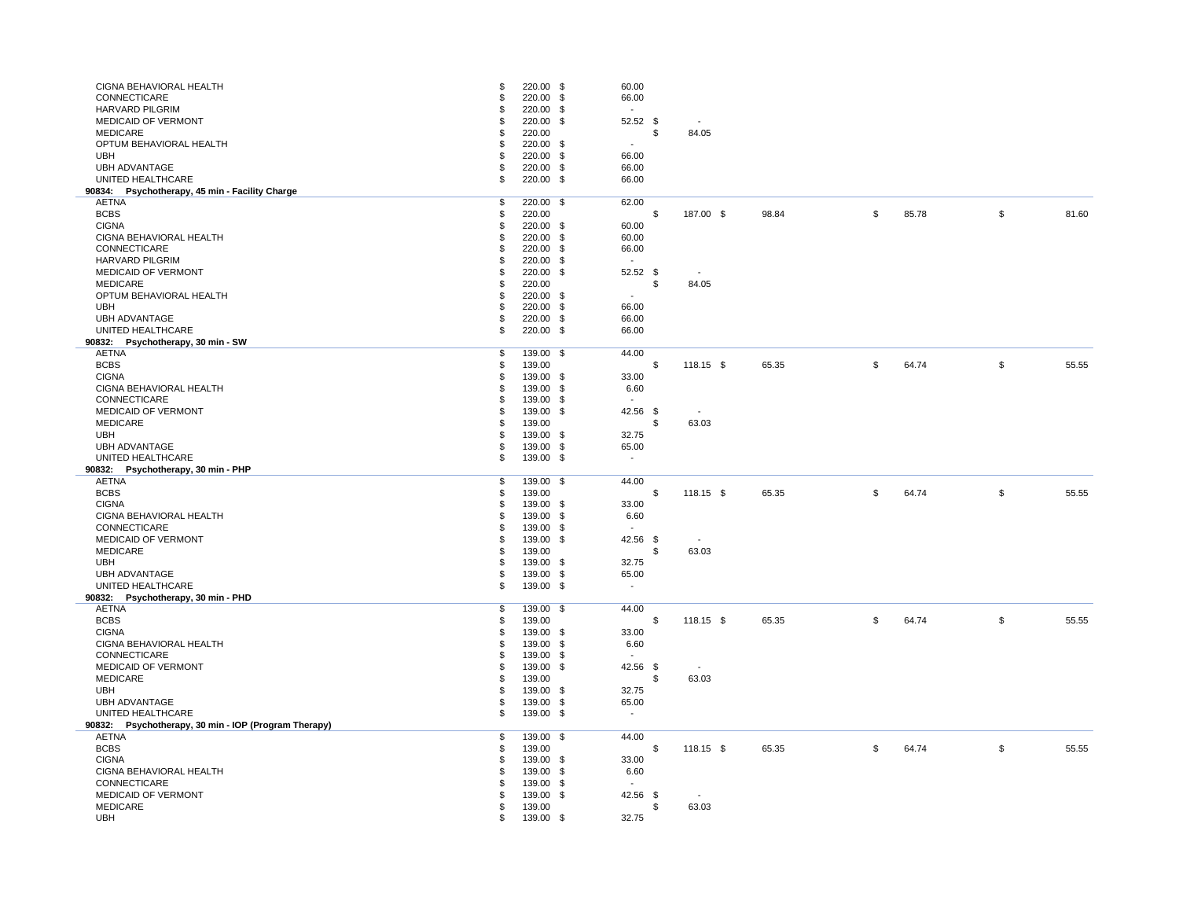| Payer | Gross Charge | Col 2 | Col 3 | Col 4 | Col 5 | Col 6 |
|---|---|---|---|---|---|---|
| CIGNA BEHAVIORAL HEALTH | $ 220.00 | $ 60.00 | | | | |
| CONNECTICARE | $ 220.00 | $ 66.00 | | | | |
| HARVARD PILGRIM | $ 220.00 | $ - | | | | |
| MEDICAID OF VERMONT | $ 220.00 | $ 52.52 | $ - | | | |
| MEDICARE | $ 220.00 | | $ 84.05 | | | |
| OPTUM BEHAVIORAL HEALTH | $ 220.00 | $ - | | | | |
| UBH | $ 220.00 | $ 66.00 | | | | |
| UBH ADVANTAGE | $ 220.00 | $ 66.00 | | | | |
| UNITED HEALTHCARE | $ 220.00 | $ 66.00 | | | | |
| **90834: Psychotherapy, 45 min - Facility Charge** | | | | | | |
| AETNA | $ 220.00 | $ 62.00 | | | | |
| BCBS | $ 220.00 | | $ 187.00 | $ 98.84 | $ 85.78 | $ 81.60 |
| CIGNA | $ 220.00 | $ 60.00 | | | | |
| CIGNA BEHAVIORAL HEALTH | $ 220.00 | $ 60.00 | | | | |
| CONNECTICARE | $ 220.00 | $ 66.00 | | | | |
| HARVARD PILGRIM | $ 220.00 | $ - | | | | |
| MEDICAID OF VERMONT | $ 220.00 | $ 52.52 | $ - | | | |
| MEDICARE | $ 220.00 | | $ 84.05 | | | |
| OPTUM BEHAVIORAL HEALTH | $ 220.00 | $ - | | | | |
| UBH | $ 220.00 | $ 66.00 | | | | |
| UBH ADVANTAGE | $ 220.00 | $ 66.00 | | | | |
| UNITED HEALTHCARE | $ 220.00 | $ 66.00 | | | | |
| **90832: Psychotherapy, 30 min - SW** | | | | | | |
| AETNA | $ 139.00 | $ 44.00 | | | | |
| BCBS | $ 139.00 | | $ 118.15 | $ 65.35 | $ 64.74 | $ 55.55 |
| CIGNA | $ 139.00 | $ 33.00 | | | | |
| CIGNA BEHAVIORAL HEALTH | $ 139.00 | $ 6.60 | | | | |
| CONNECTICARE | $ 139.00 | $ - | | | | |
| MEDICAID OF VERMONT | $ 139.00 | $ 42.56 | $ - | | | |
| MEDICARE | $ 139.00 | | $ 63.03 | | | |
| UBH | $ 139.00 | $ 32.75 | | | | |
| UBH ADVANTAGE | $ 139.00 | $ 65.00 | | | | |
| UNITED HEALTHCARE | $ 139.00 | $ - | | | | |
| **90832: Psychotherapy, 30 min - PHP** | | | | | | |
| AETNA | $ 139.00 | $ 44.00 | | | | |
| BCBS | $ 139.00 | | $ 118.15 | $ 65.35 | $ 64.74 | $ 55.55 |
| CIGNA | $ 139.00 | $ 33.00 | | | | |
| CIGNA BEHAVIORAL HEALTH | $ 139.00 | $ 6.60 | | | | |
| CONNECTICARE | $ 139.00 | $ - | | | | |
| MEDICAID OF VERMONT | $ 139.00 | $ 42.56 | $ - | | | |
| MEDICARE | $ 139.00 | | $ 63.03 | | | |
| UBH | $ 139.00 | $ 32.75 | | | | |
| UBH ADVANTAGE | $ 139.00 | $ 65.00 | | | | |
| UNITED HEALTHCARE | $ 139.00 | $ - | | | | |
| **90832: Psychotherapy, 30 min - PHD** | | | | | | |
| AETNA | $ 139.00 | $ 44.00 | | | | |
| BCBS | $ 139.00 | | $ 118.15 | $ 65.35 | $ 64.74 | $ 55.55 |
| CIGNA | $ 139.00 | $ 33.00 | | | | |
| CIGNA BEHAVIORAL HEALTH | $ 139.00 | $ 6.60 | | | | |
| CONNECTICARE | $ 139.00 | $ - | | | | |
| MEDICAID OF VERMONT | $ 139.00 | $ 42.56 | $ - | | | |
| MEDICARE | $ 139.00 | | $ 63.03 | | | |
| UBH | $ 139.00 | $ 32.75 | | | | |
| UBH ADVANTAGE | $ 139.00 | $ 65.00 | | | | |
| UNITED HEALTHCARE | $ 139.00 | $ - | | | | |
| **90832: Psychotherapy, 30 min - IOP (Program Therapy)** | | | | | | |
| AETNA | $ 139.00 | $ 44.00 | | | | |
| BCBS | $ 139.00 | | $ 118.15 | $ 65.35 | $ 64.74 | $ 55.55 |
| CIGNA | $ 139.00 | $ 33.00 | | | | |
| CIGNA BEHAVIORAL HEALTH | $ 139.00 | $ 6.60 | | | | |
| CONNECTICARE | $ 139.00 | $ - | | | | |
| MEDICAID OF VERMONT | $ 139.00 | $ 42.56 | $ - | | | |
| MEDICARE | $ 139.00 | | $ 63.03 | | | |
| UBH | $ 139.00 | $ 32.75 | | | | |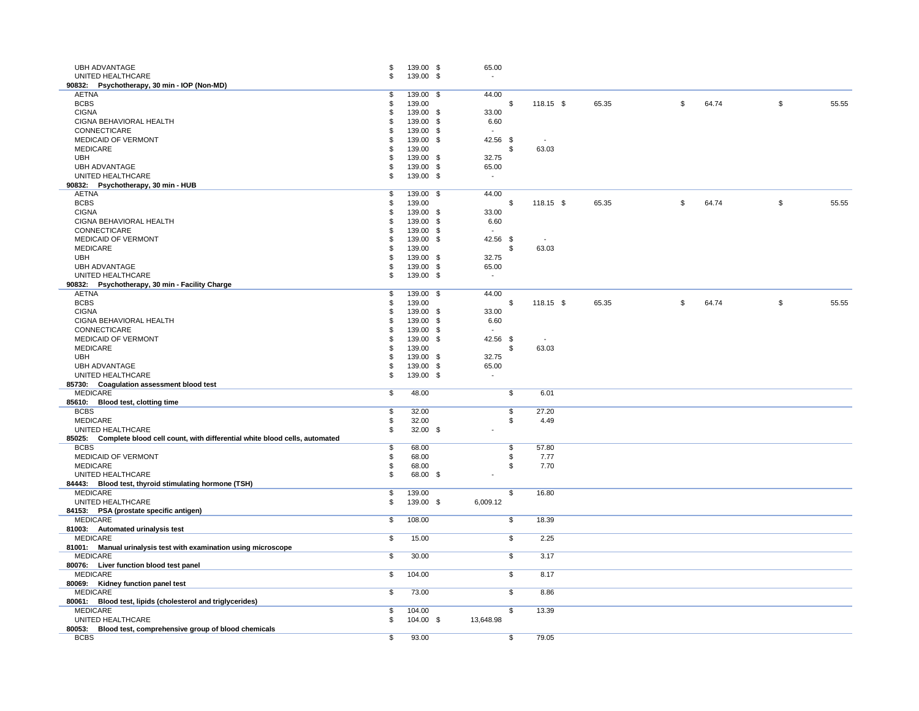| | | | | | | |
|---|---|---|---|---|---|---|
| UBH ADVANTAGE | $ 139.00 | $ 65.00 | | | | |
| UNITED HEALTHCARE | $ 139.00 | $ - | | | | |
| **90832: Psychotherapy, 30 min - IOP (Non-MD)** | | | | | | |
| AETNA | $ 139.00 | $ 44.00 | | | | |
| BCBS | $ 139.00 | | $ 118.15 | $ 65.35 | $ 64.74 | $ 55.55 |
| CIGNA | $ 139.00 | $ 33.00 | | | | |
| CIGNA BEHAVIORAL HEALTH | $ 139.00 | $ 6.60 | | | | |
| CONNECTICARE | $ 139.00 | $ - | | | | |
| MEDICAID OF VERMONT | $ 139.00 | $ 42.56 | $ - | | | |
| MEDICARE | $ 139.00 | | $ 63.03 | | | |
| UBH | $ 139.00 | $ 32.75 | | | | |
| UBH ADVANTAGE | $ 139.00 | $ 65.00 | | | | |
| UNITED HEALTHCARE | $ 139.00 | $ - | | | | |
| **90832: Psychotherapy, 30 min - HUB** | | | | | | |
| AETNA | $ 139.00 | $ 44.00 | | | | |
| BCBS | $ 139.00 | | $ 118.15 | $ 65.35 | $ 64.74 | $ 55.55 |
| CIGNA | $ 139.00 | $ 33.00 | | | | |
| CIGNA BEHAVIORAL HEALTH | $ 139.00 | $ 6.60 | | | | |
| CONNECTICARE | $ 139.00 | $ - | | | | |
| MEDICAID OF VERMONT | $ 139.00 | $ 42.56 | $ - | | | |
| MEDICARE | $ 139.00 | | $ 63.03 | | | |
| UBH | $ 139.00 | $ 32.75 | | | | |
| UBH ADVANTAGE | $ 139.00 | $ 65.00 | | | | |
| UNITED HEALTHCARE | $ 139.00 | $ - | | | | |
| **90832: Psychotherapy, 30 min - Facility Charge** | | | | | | |
| AETNA | $ 139.00 | $ 44.00 | | | | |
| BCBS | $ 139.00 | | $ 118.15 | $ 65.35 | $ 64.74 | $ 55.55 |
| CIGNA | $ 139.00 | $ 33.00 | | | | |
| CIGNA BEHAVIORAL HEALTH | $ 139.00 | $ 6.60 | | | | |
| CONNECTICARE | $ 139.00 | $ - | | | | |
| MEDICAID OF VERMONT | $ 139.00 | $ 42.56 | $ - | | | |
| MEDICARE | $ 139.00 | | $ 63.03 | | | |
| UBH | $ 139.00 | $ 32.75 | | | | |
| UBH ADVANTAGE | $ 139.00 | $ 65.00 | | | | |
| UNITED HEALTHCARE | $ 139.00 | $ - | | | | |
| **85730: Coagulation assessment blood test** | | | | | | |
| MEDICARE | $ 48.00 | | $ 6.01 | | | |
| **85610: Blood test, clotting time** | | | | | | |
| BCBS | $ 32.00 | | $ 27.20 | | | |
| MEDICARE | $ 32.00 | | $ 4.49 | | | |
| UNITED HEALTHCARE | $ 32.00 | $ - | | | | |
| **85025: Complete blood cell count, with differential white blood cells, automated** | | | | | | |
| BCBS | $ 68.00 | | $ 57.80 | | | |
| MEDICAID OF VERMONT | $ 68.00 | | $ 7.77 | | | |
| MEDICARE | $ 68.00 | | $ 7.70 | | | |
| UNITED HEALTHCARE | $ 68.00 | $ - | | | | |
| **84443: Blood test, thyroid stimulating hormone (TSH)** | | | | | | |
| MEDICARE | $ 139.00 | | $ 16.80 | | | |
| UNITED HEALTHCARE | $ 139.00 | $ 6,009.12 | | | | |
| **84153: PSA (prostate specific antigen)** | | | | | | |
| MEDICARE | $ 108.00 | | $ 18.39 | | | |
| **81003: Automated urinalysis test** | | | | | | |
| MEDICARE | $ 15.00 | | $ 2.25 | | | |
| **81001: Manual urinalysis test with examination using microscope** | | | | | | |
| MEDICARE | $ 30.00 | | $ 3.17 | | | |
| **80076: Liver function blood test panel** | | | | | | |
| MEDICARE | $ 104.00 | | $ 8.17 | | | |
| **80069: Kidney function panel test** | | | | | | |
| MEDICARE | $ 73.00 | | $ 8.86 | | | |
| **80061: Blood test, lipids (cholesterol and triglycerides)** | | | | | | |
| MEDICARE | $ 104.00 | | $ 13.39 | | | |
| UNITED HEALTHCARE | $ 104.00 | $ 13,648.98 | | | | |
| **80053: Blood test, comprehensive group of blood chemicals** | | | | | | |
| BCBS | $ 93.00 | | $ 79.05 | | | |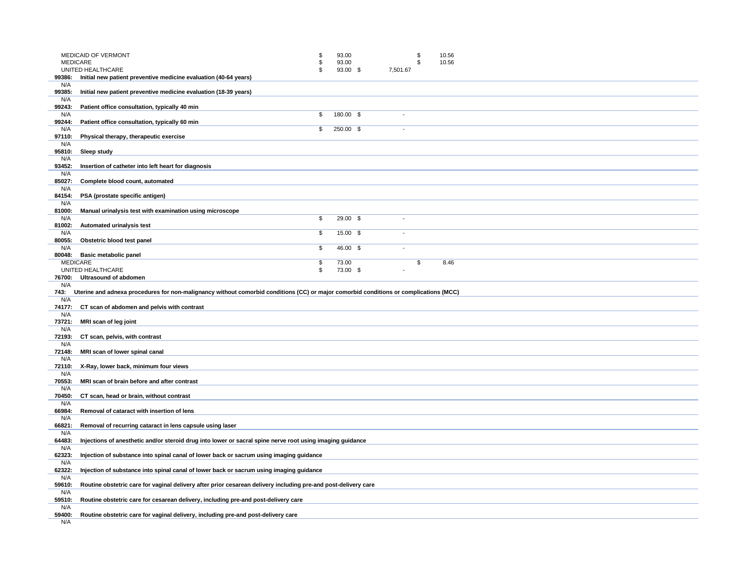| Code / Payer | Description | | | |
|---|---|---|---|---|
| MEDICAID OF VERMONT | | $ 93.00 | | $ 10.56 |
| MEDICARE | | $ 93.00 | | $ 10.56 |
| UNITED HEALTHCARE | | $ 93.00 | $ 7,501.67 | |
| **99386:** | **Initial new patient preventive medicine evaluation (40-64 years)** | | | |
| N/A | | | | |
| **99385:** | **Initial new patient preventive medicine evaluation (18-39 years)** | | | |
| N/A | | | | |
| **99243:** | **Patient office consultation, typically 40 min** | | | |
| N/A | | $ 180.00 | $ - | |
| **99244:** | **Patient office consultation, typically 60 min** | | | |
| N/A | | $ 250.00 | $ - | |
| **97110:** | **Physical therapy, therapeutic exercise** | | | |
| N/A | | | | |
| **95810:** | **Sleep study** | | | |
| N/A | | | | |
| **93452:** | **Insertion of catheter into left heart for diagnosis** | | | |
| N/A | | | | |
| **85027:** | **Complete blood count, automated** | | | |
| N/A | | | | |
| **84154:** | **PSA (prostate specific antigen)** | | | |
| N/A | | | | |
| **81000:** | **Manual urinalysis test with examination using microscope** | | | |
| N/A | | $ 29.00 | $ - | |
| **81002:** | **Automated urinalysis test** | | | |
| N/A | | $ 15.00 | $ - | |
| **80055:** | **Obstetric blood test panel** | | | |
| N/A | | $ 46.00 | $ - | |
| **80048:** | **Basic metabolic panel** | | | |
| MEDICARE | | $ 73.00 | | $ 8.46 |
| UNITED HEALTHCARE | | $ 73.00 | $ - | |
| **76700:** | **Ultrasound of abdomen** | | | |
| N/A | | | | |
| **743:** | **Uterine and adnexa procedures for non-malignancy without comorbid conditions (CC) or major comorbid conditions or complications (MCC)** | | | |
| N/A | | | | |
| **74177:** | **CT scan of abdomen and pelvis with contrast** | | | |
| N/A | | | | |
| **73721:** | **MRI scan of leg joint** | | | |
| N/A | | | | |
| **72193:** | **CT scan, pelvis, with contrast** | | | |
| N/A | | | | |
| **72148:** | **MRI scan of lower spinal canal** | | | |
| N/A | | | | |
| **72110:** | **X-Ray, lower back, minimum four views** | | | |
| N/A | | | | |
| **70553:** | **MRI scan of brain before and after contrast** | | | |
| N/A | | | | |
| **70450:** | **CT scan, head or brain, without contrast** | | | |
| N/A | | | | |
| **66984:** | **Removal of cataract with insertion of lens** | | | |
| N/A | | | | |
| **66821:** | **Removal of recurring cataract in lens capsule using laser** | | | |
| N/A | | | | |
| **64483:** | **Injections of anesthetic and/or steroid drug into lower or sacral spine nerve root using imaging guidance** | | | |
| N/A | | | | |
| **62323:** | **Injection of substance into spinal canal of lower back or sacrum using imaging guidance** | | | |
| N/A | | | | |
| **62322:** | **Injection of substance into spinal canal of lower back or sacrum using imaging guidance** | | | |
| N/A | | | | |
| **59610:** | **Routine obstetric care for vaginal delivery after prior cesarean delivery including pre-and post-delivery care** | | | |
| N/A | | | | |
| **59510:** | **Routine obstetric care for cesarean delivery, including pre-and post-delivery care** | | | |
| N/A | | | | |
| **59400:** | **Routine obstetric care for vaginal delivery, including pre-and post-delivery care** | | | |
| N/A | | | | |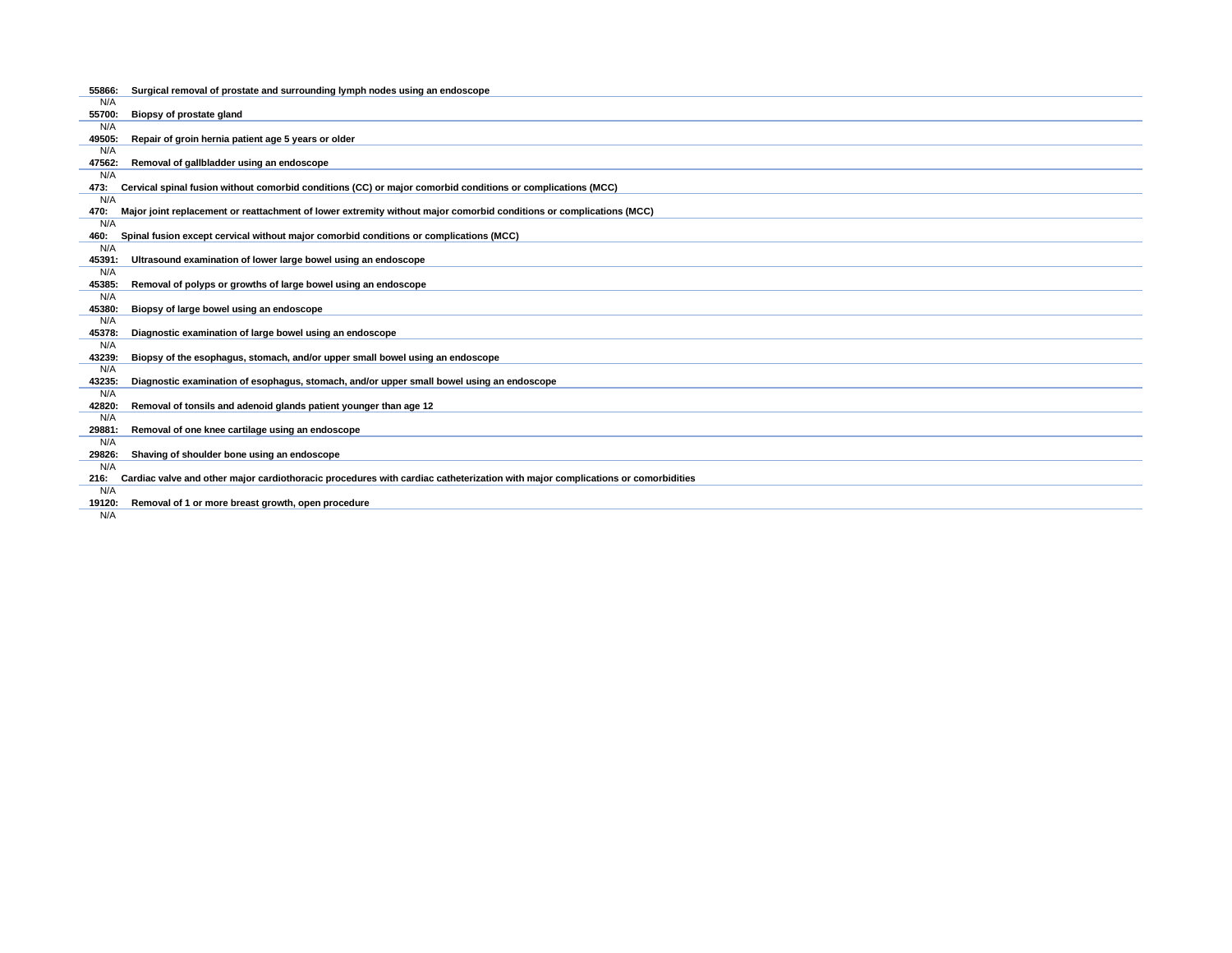**55866: Surgical removal of prostate and surrounding lymph nodes using an endoscope**

N/A

**55700: Biopsy of prostate gland**

N/A

**49505: Repair of groin hernia patient age 5 years or older**

N/A

**47562: Removal of gallbladder using an endoscope**

N/A

**473: Cervical spinal fusion without comorbid conditions (CC) or major comorbid conditions or complications (MCC)**

N/A

**470: Major joint replacement or reattachment of lower extremity without major comorbid conditions or complications (MCC)**

N/A

**460: Spinal fusion except cervical without major comorbid conditions or complications (MCC)**

N/A

**45391: Ultrasound examination of lower large bowel using an endoscope**

N/A

**45385: Removal of polyps or growths of large bowel using an endoscope**

N/A

**45380: Biopsy of large bowel using an endoscope**

N/A

**45378: Diagnostic examination of large bowel using an endoscope**

N/A

**43239: Biopsy of the esophagus, stomach, and/or upper small bowel using an endoscope**

N/A

**43235: Diagnostic examination of esophagus, stomach, and/or upper small bowel using an endoscope**

N/A

**42820: Removal of tonsils and adenoid glands patient younger than age 12**

N/A

**29881: Removal of one knee cartilage using an endoscope**

N/A

**29826: Shaving of shoulder bone using an endoscope**

N/A

**216: Cardiac valve and other major cardiothoracic procedures with cardiac catheterization with major complications or comorbidities**

N/A

**19120: Removal of 1 or more breast growth, open procedure**

N/A